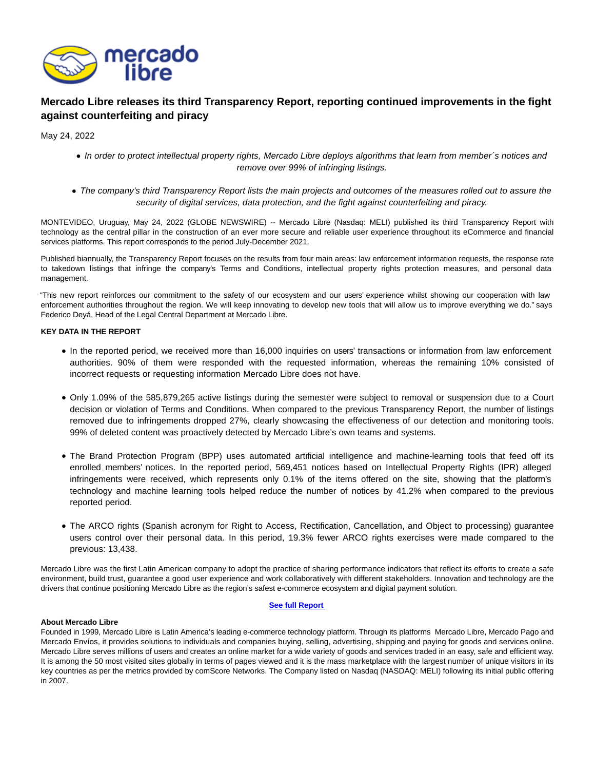# Mercado Libre releases its third Transparency Report, reporting continued improvements in the fight against counterfeiting and piracy

May 24, 2022

- *In order to protect intellectual property rights, Mercado Libre deploys algorithms that learn from member´s notices and remove over 99% of infringing listings.*
- *The company's third Transparency Report lists the main projects and outcomes of the measures rolled out to assure the security of digital services, data protection, and the fight against counterfeiting and piracy.*

MONTEVIDEO, Uruguay, May 24, 2022 (GLOBE NEWSWIRE) -- Mercado Libre (Nasdaq: MELI) published its third Transparency Report with technology as the central pillar in the construction of an ever more secure and reliable user experience throughout its eCommerce and financial services platforms. This report corresponds to the period July-December 2021.

Published biannually, the Transparency Report focuses on the results from four main areas: law enforcement information requests, the response rate to takedown listings that infringe the company's Terms and Conditions, intellectual property rights protection measures, and personal data management.

"This new report reinforces our commitment to the safety of our ecosystem and our users' experience whilst showing our cooperation with law enforcement authorities throughout the region. We will keep innovating to develop new tools that will allow us to improve everything we do." says Federico Deyá, Head of the Legal Central Department at Mercado Libre.

**KEY DATA IN THE REPORT**

- In the reported period, we received more than 16,000 inquiries on users' transactions or information from law enforcement authorities. 90% of them were responded with the requested information, whereas the remaining 10% consisted of incorrect requests or requesting information Mercado Libre does not have.
- Only 1.09% of the 585,879,265 active listings during the semester were subject to removal or suspension due to a Court decision or violation of Terms and Conditions. When compared to the previous Transparency Report, the number of listings removed due to infringements dropped 27%, clearly showcasing the effectiveness of our detection and monitoring tools. 99% of deleted content was proactively detected by Mercado Libre's own teams and systems.
- The Brand Protection Program (BPP) uses automated artificial intelligence and machine-learning tools that feed off its enrolled members' notices. In the reported period, 569,451 notices based on Intellectual Property Rights (IPR) alleged infringements were received, which represents only 0.1% of the items offered on the site, showing that the platform's technology and machine learning tools helped reduce the number of notices by 41.2% when compared to the previous reported period.
- The ARCO rights (Spanish acronym for Right to Access, Rectification, Cancellation, and Object to processing) guarantee users control over their personal data. In this period, 19.3% fewer ARCO rights exercises were made compared to the previous: 13,438.

Mercado Libre was the first Latin American company to adopt the practice of sharing performance indicators that reflect its efforts to create a safe environment, build trust, guarantee a good user experience and work collaboratively with different stakeholders. Innovation and technology are the drivers that continue positioning Mercado Libre as the region's safest e-commerce ecosystem and digital payment solution.

**See full Report**

**About Mercado Libre**

Founded in 1999, Mercado Libre is Latin America's leading e-commerce technology platform. Through its platforms Mercado Libre, Mercado Pago and Mercado Envíos, it provides solutions to individuals and companies buying, selling, advertising, shipping and paying for goods and services online. Mercado Libre serves millions of users and creates an online market for a wide variety of goods and services traded in an easy, safe and efficient way. It is among the 50 most visited sites globally in terms of pages viewed and it is the mass marketplace with the largest number of unique visitors in its key countries as per the metrics provided by comScore Networks. The Company listed on Nasdaq (NASDAQ: MELI) following its initial public offering in 2007.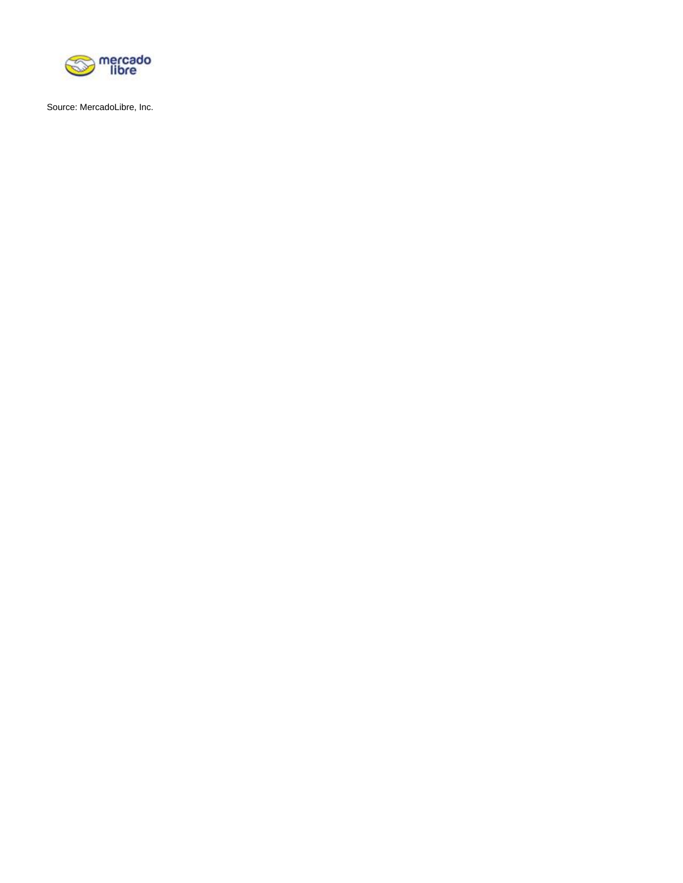Source: MercadoLibre, Inc.